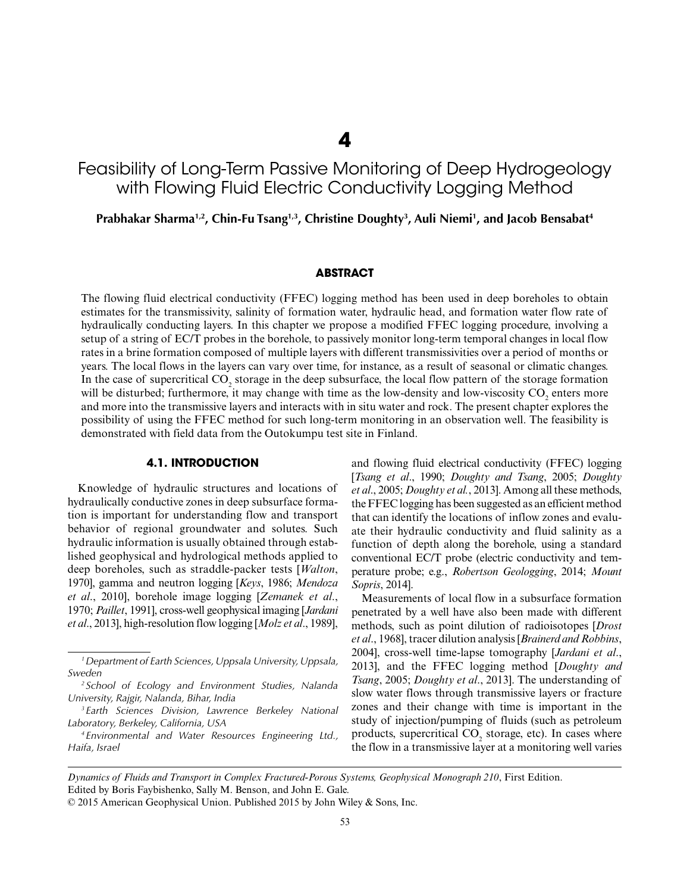# 4

# Feasibility of Long-Term Passive Monitoring of Deep Hydrogeology with Flowing Fluid Electric Conductivity Logging Method

**Prabhakar Sharma[1,2], Chin-Fu Tsang[1,3], Christine Doughty[3], Auli Niemi[1], and Jacob Bensabat[4]**

## ABSTRACT

The flowing fluid electrical conductivity (FFEC) logging method has been used in deep boreholes to obtain estimates for the transmissivity, salinity of formation water, hydraulic head, and formation water flow rate of hydraulically conducting layers. In this chapter we propose a modified FFEC logging procedure, involving a setup of a string of EC/T probes in the borehole, to passively monitor long-term temporal changes in local flow rates in a brine formation composed of multiple layers with different transmissivities over a period of months or years. The local flows in the layers can vary over time, for instance, as a result of seasonal or climatic changes. In the case of supercritical $CO_2$ storage in the deep subsurface, the local flow pattern of the storage formation will be disturbed; furthermore, it may change with time as the low-density and low-viscosity $CO_2$ enters more and more into the transmissive layers and interacts with in situ water and rock. The present chapter explores the possibility of using the FFEC method for such long-term monitoring in an observation well. The feasibility is demonstrated with field data from the Outokumpu test site in Finland.

## 4.1. INTRODUCTION

Knowledge of hydraulic structures and locations of hydraulically conductive zones in deep subsurface formation is important for understanding flow and transport behavior of regional groundwater and solutes. Such hydraulic information is usually obtained through established geophysical and hydrological methods applied to deep boreholes, such as straddle-packer tests [*Walton*, 1970], gamma and neutron logging [*Keys*, 1986; *Mendoza et al.*, 2010], borehole image logging [*Zemanek et al.*, 1970; *Paillet*, 1991], cross-well geophysical imaging [*Jardani et al.*, 2013], high-resolution flow logging [*Molz et al.*, 1989], and flowing fluid electrical conductivity (FFEC) logging [*Tsang et al.*, 1990; *Doughty and Tsang*, 2005; *Doughty et al.*, 2005; *Doughty et al.*, 2013]. Among all these methods, the FFEC logging has been suggested as an efficient method that can identify the locations of inflow zones and evaluate their hydraulic conductivity and fluid salinity as a function of depth along the borehole, using a standard conventional EC/T probe (electric conductivity and temperature probe; e.g., *Robertson Geologging*, 2014; *Mount Sopris*, 2014].

Measurements of local flow in a subsurface formation penetrated by a well have also been made with different methods, such as point dilution of radioisotopes [*Drost et al.*, 1968], tracer dilution analysis [*Brainerd and Robbins*, 2004], cross-well time-lapse tomography [*Jardani et al.*, 2013], and the FFEC logging method [*Doughty and Tsang*, 2005; *Doughty et al.*, 2013]. The understanding of slow water flows through transmissive layers or fracture zones and their change with time is important in the study of injection/pumping of fluids (such as petroleum products, supercritical $CO_2$ storage, etc). In cases where the flow in a transmissive layer at a monitoring well varies

[1] Department of Earth Sciences, Uppsala University, Uppsala, Sweden

[2] School of Ecology and Environment Studies, Nalanda University, Rajgir, Nalanda, Bihar, India

[3] Earth Sciences Division, Lawrence Berkeley National Laboratory, Berkeley, California, USA

[4] Environmental and Water Resources Engineering Ltd., Haifa, Israel

*Dynamics of Fluids and Transport in Complex Fractured-Porous Systems, Geophysical Monograph 210*, First Edition.
Edited by Boris Faybishenko, Sally M. Benson, and John E. Gale.
© 2015 American Geophysical Union. Published 2015 by John Wiley & Sons, Inc.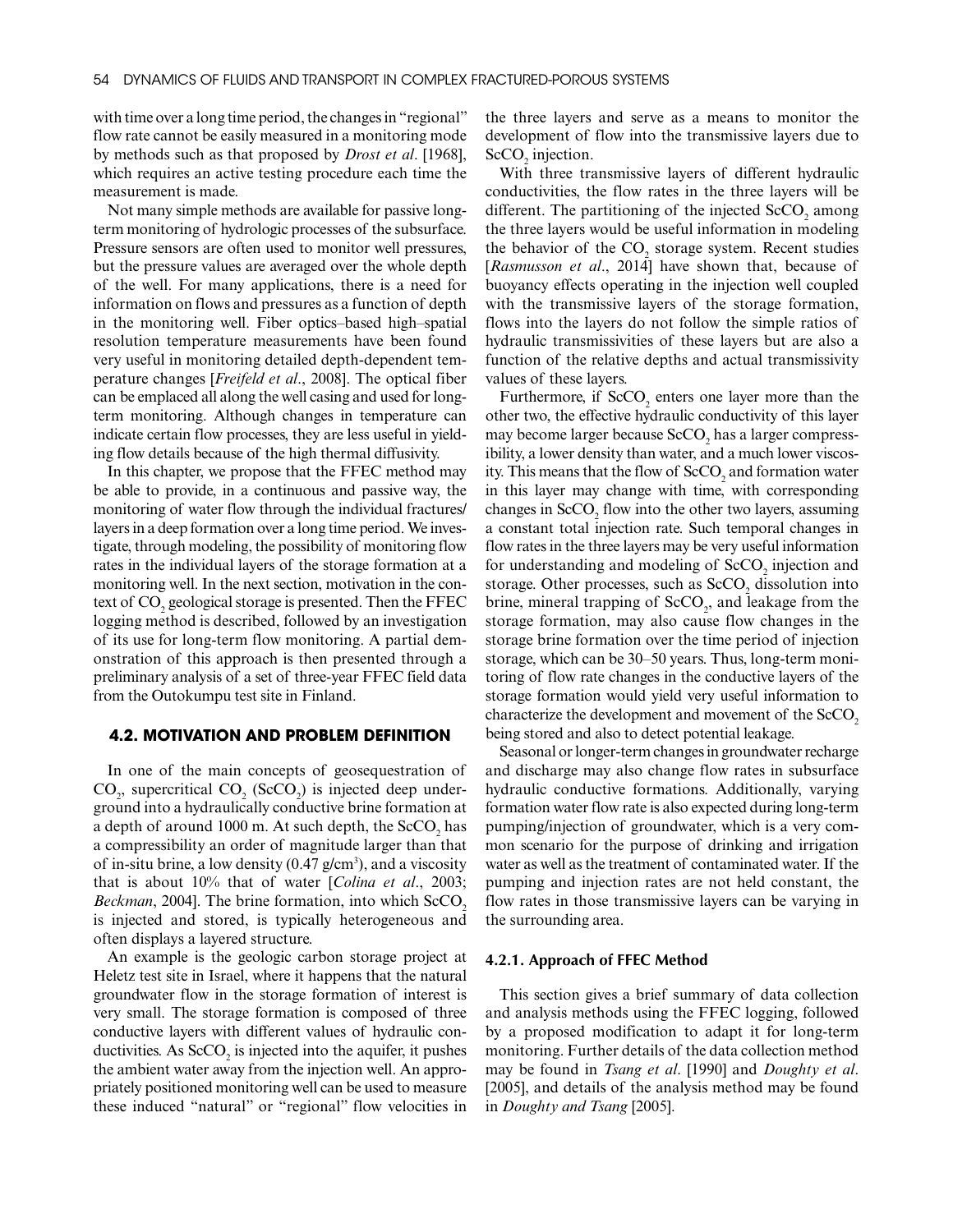with time over a long time period, the changes in "regional" flow rate cannot be easily measured in a monitoring mode by methods such as that proposed by *Drost et al*. [1968], which requires an active testing procedure each time the measurement is made.

Not many simple methods are available for passive long-term monitoring of hydrologic processes of the subsurface. Pressure sensors are often used to monitor well pressures, but the pressure values are averaged over the whole depth of the well. For many applications, there is a need for information on flows and pressures as a function of depth in the monitoring well. Fiber optics–based high–spatial resolution temperature measurements have been found very useful in monitoring detailed depth-dependent temperature changes [*Freifeld et al*., 2008]. The optical fiber can be emplaced all along the well casing and used for long-term monitoring. Although changes in temperature can indicate certain flow processes, they are less useful in yielding flow details because of the high thermal diffusivity.

In this chapter, we propose that the FFEC method may be able to provide, in a continuous and passive way, the monitoring of water flow through the individual fractures/layers in a deep formation over a long time period. We investigate, through modeling, the possibility of monitoring flow rates in the individual layers of the storage formation at a monitoring well. In the next section, motivation in the context of $CO_2$ geological storage is presented. Then the FFEC logging method is described, followed by an investigation of its use for long-term flow monitoring. A partial demonstration of this approach is then presented through a preliminary analysis of a set of three-year FFEC field data from the Outokumpu test site in Finland.

## 4.2. MOTIVATION AND PROBLEM DEFINITION

In one of the main concepts of geosequestration of $CO_2$, supercritical $CO_2$ ($ScCO_2$) is injected deep underground into a hydraulically conductive brine formation at a depth of around 1000 m. At such depth, the $ScCO_2$ has a compressibility an order of magnitude larger than that of in-situ brine, a low density (0.47 g/cm$^3$), and a viscosity that is about 10% that of water [*Colina et al*., 2003; *Beckman*, 2004]. The brine formation, into which $ScCO_2$ is injected and stored, is typically heterogeneous and often displays a layered structure.

An example is the geologic carbon storage project at Heletz test site in Israel, where it happens that the natural groundwater flow in the storage formation of interest is very small. The storage formation is composed of three conductive layers with different values of hydraulic conductivities. As $ScCO_2$ is injected into the aquifer, it pushes the ambient water away from the injection well. An appropriately positioned monitoring well can be used to measure these induced "natural" or "regional" flow velocities in the three layers and serve as a means to monitor the development of flow into the transmissive layers due to $ScCO_2$ injection.

With three transmissive layers of different hydraulic conductivities, the flow rates in the three layers will be different. The partitioning of the injected $ScCO_2$ among the three layers would be useful information in modeling the behavior of the $CO_2$ storage system. Recent studies [*Rasmusson et al*., 2014] have shown that, because of buoyancy effects operating in the injection well coupled with the transmissive layers of the storage formation, flows into the layers do not follow the simple ratios of hydraulic transmissivities of these layers but are also a function of the relative depths and actual transmissivity values of these layers.

Furthermore, if $ScCO_2$ enters one layer more than the other two, the effective hydraulic conductivity of this layer may become larger because $ScCO_2$ has a larger compressibility, a lower density than water, and a much lower viscosity. This means that the flow of $ScCO_2$ and formation water in this layer may change with time, with corresponding changes in $ScCO_2$ flow into the other two layers, assuming a constant total injection rate. Such temporal changes in flow rates in the three layers may be very useful information for understanding and modeling of $ScCO_2$ injection and storage. Other processes, such as $ScCO_2$ dissolution into brine, mineral trapping of $ScCO_2$, and leakage from the storage formation, may also cause flow changes in the storage brine formation over the time period of injection storage, which can be 30–50 years. Thus, long-term monitoring of flow rate changes in the conductive layers of the storage formation would yield very useful information to characterize the development and movement of the $ScCO_2$ being stored and also to detect potential leakage.

Seasonal or longer-term changes in groundwater recharge and discharge may also change flow rates in subsurface hydraulic conductive formations. Additionally, varying formation water flow rate is also expected during long-term pumping/injection of groundwater, which is a very common scenario for the purpose of drinking and irrigation water as well as the treatment of contaminated water. If the pumping and injection rates are not held constant, the flow rates in those transmissive layers can be varying in the surrounding area.

### 4.2.1. Approach of FFEC Method

This section gives a brief summary of data collection and analysis methods using the FFEC logging, followed by a proposed modification to adapt it for long-term monitoring. Further details of the data collection method may be found in *Tsang et al*. [1990] and *Doughty et al*. [2005], and details of the analysis method may be found in *Doughty and Tsang* [2005].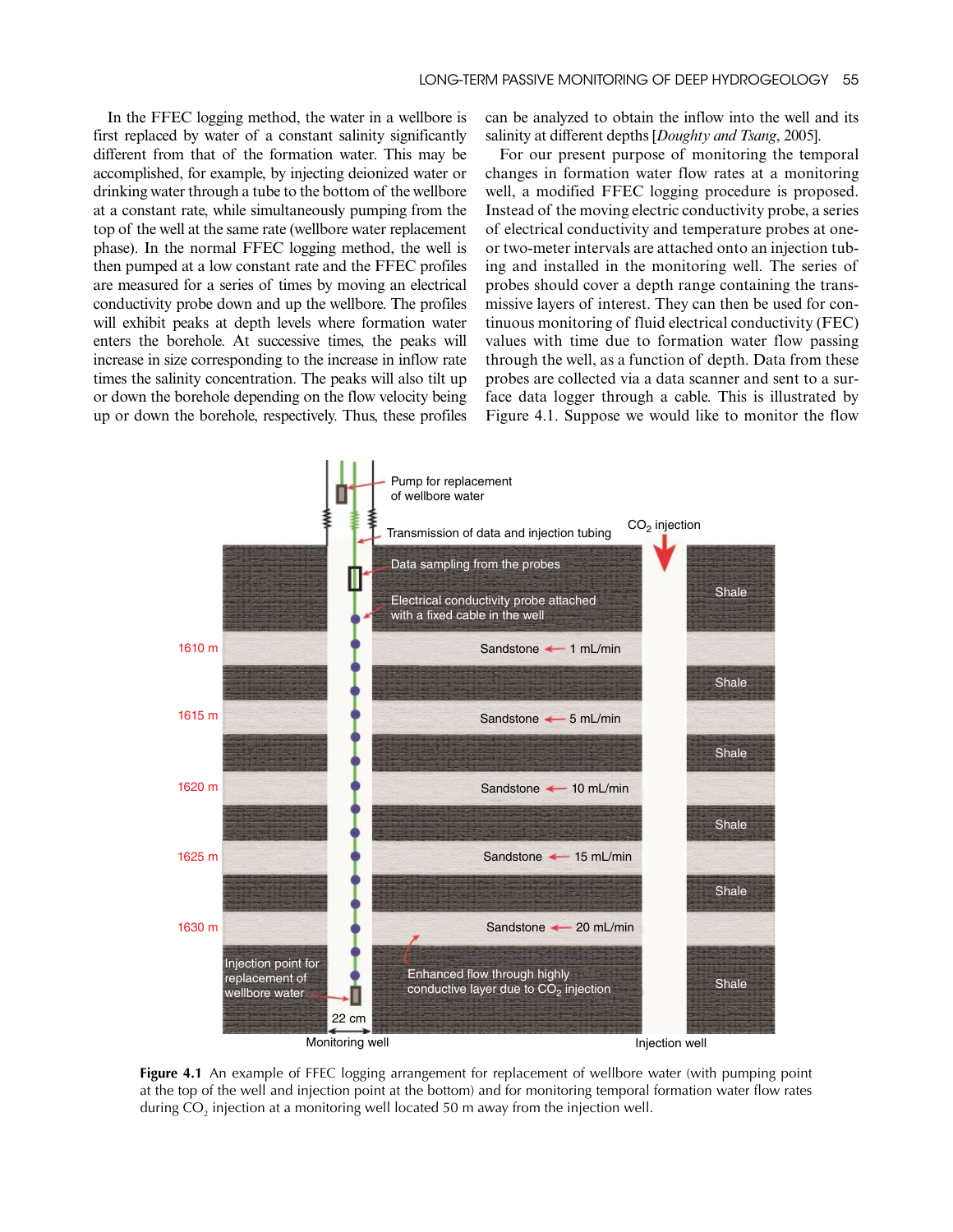In the FFEC logging method, the water in a wellbore is first replaced by water of a constant salinity significantly different from that of the formation water. This may be accomplished, for example, by injecting deionized water or drinking water through a tube to the bottom of the wellbore at a constant rate, while simultaneously pumping from the top of the well at the same rate (wellbore water replacement phase). In the normal FFEC logging method, the well is then pumped at a low constant rate and the FFEC profiles are measured for a series of times by moving an electrical conductivity probe down and up the wellbore. The profiles will exhibit peaks at depth levels where formation water enters the borehole. At successive times, the peaks will increase in size corresponding to the increase in inflow rate times the salinity concentration. The peaks will also tilt up or down the borehole depending on the flow velocity being up or down the borehole, respectively. Thus, these profiles can be analyzed to obtain the inflow into the well and its salinity at different depths [*Doughty and Tsang*, 2005].

For our present purpose of monitoring the temporal changes in formation water flow rates at a monitoring well, a modified FFEC logging procedure is proposed. Instead of the moving electric conductivity probe, a series of electrical conductivity and temperature probes at one- or two-meter intervals are attached onto an injection tubing and installed in the monitoring well. The series of probes should cover a depth range containing the transmissive layers of interest. They can then be used for continuous monitoring of fluid electrical conductivity (FEC) values with time due to formation water flow passing through the well, as a function of depth. Data from these probes are collected via a data scanner and sent to a surface data logger through a cable. This is illustrated by Figure 4.1. Suppose we would like to monitor the flow

Pump for replacement of wellbore water

Transmission of data and injection tubing

$CO_2$ injection

Data sampling from the probes

Electrical conductivity probe attached with a fixed cable in the well

Shale

1610 m

Sandstone ← 1 mL/min

Shale

1615 m

Sandstone ← 5 mL/min

Shale

1620 m

Sandstone ← 10 mL/min

Shale

1625 m

Sandstone ← 15 mL/min

Shale

1630 m

Sandstone ← 20 mL/min

Injection point for replacement of wellbore water

Enhanced flow through highly conductive layer due to $CO_2$ injection

Shale

22 cm

Monitoring well

Injection well

**Figure 4.1** An example of FFEC logging arrangement for replacement of wellbore water (with pumping point at the top of the well and injection point at the bottom) and for monitoring temporal formation water flow rates during $CO_2$ injection at a monitoring well located 50 m away from the injection well.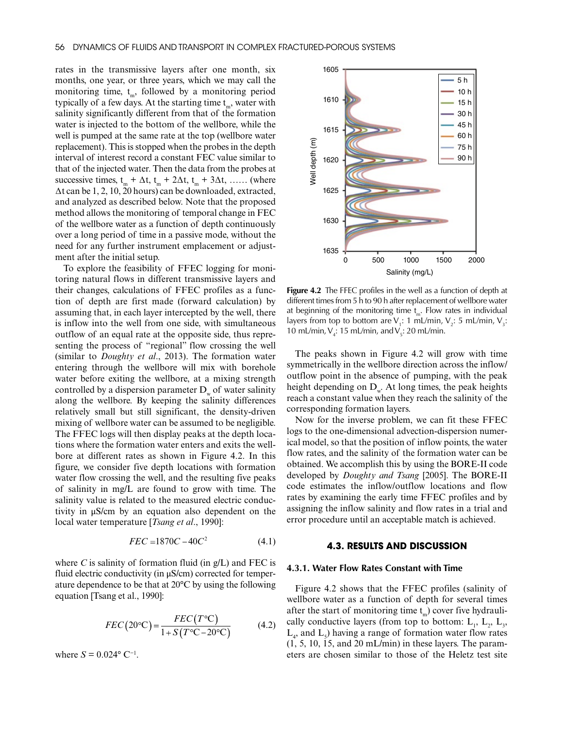rates in the transmissive layers after one month, six months, one year, or three years, which we may call the monitoring time, $t_m$, followed by a monitoring period typically of a few days. At the starting time $t_m$, water with salinity significantly different from that of the formation water is injected to the bottom of the wellbore, while the well is pumped at the same rate at the top (wellbore water replacement). This is stopped when the probes in the depth interval of interest record a constant FEC value similar to that of the injected water. Then the data from the probes at successive times, $t_m + \Delta t$, $t_m + 2\Delta t$, $t_m + 3\Delta t$, …… (where $\Delta t$ can be 1, 2, 10, 20 hours) can be downloaded, extracted, and analyzed as described below. Note that the proposed method allows the monitoring of temporal change in FEC of the wellbore water as a function of depth continuously over a long period of time in a passive mode, without the need for any further instrument emplacement or adjustment after the initial setup.

To explore the feasibility of FFEC logging for monitoring natural flows in different transmissive layers and their changes, calculations of FFEC profiles as a function of depth are first made (forward calculation) by assuming that, in each layer intercepted by the well, there is inflow into the well from one side, with simultaneous outflow of an equal rate at the opposite side, thus representing the process of "regional" flow crossing the well (similar to *Doughty et al.*, 2013). The formation water entering through the wellbore will mix with borehole water before exiting the wellbore, at a mixing strength controlled by a dispersion parameter $D_w$ of water salinity along the wellbore. By keeping the salinity differences relatively small but still significant, the density-driven mixing of wellbore water can be assumed to be negligible. The FFEC logs will then display peaks at the depth locations where the formation water enters and exits the wellbore at different rates as shown in Figure 4.2. In this figure, we consider five depth locations with formation water flow crossing the well, and the resulting five peaks of salinity in mg/L are found to grow with time. The salinity value is related to the measured electric conductivity in μS/cm by an equation also dependent on the local water temperature [*Tsang et al.*, 1990]:

$$FEC = 1870C - 40C^2 \tag{4.1}$$

where $C$ is salinity of formation fluid (in g/L) and FEC is fluid electric conductivity (in μS/cm) corrected for temperature dependence to be that at 20°C by using the following equation [Tsang et al., 1990]:

$$FEC(20°\text{C}) = \frac{FEC(T°\text{C})}{1 + S(T°\text{C} - 20°\text{C})} \tag{4.2}$$

where $S = 0.024°\ \text{C}^{-1}$.

1605
1610
1615
1620
1625
1630
1635
Well depth (m)
0
500
1000
1500
2000
Salinity (mg/L)
5 h
10 h
15 h
30 h
45 h
60 h
75 h
90 h

**Figure 4.2** The FFEC profiles in the well as a function of depth at different times from 5 h to 90 h after replacement of wellbore water at beginning of the monitoring time $t_m$. Flow rates in individual layers from top to bottom are $V_1$: 1 mL/min, $V_2$: 5 mL/min, $V_3$: 10 mL/min, $V_4$: 15 mL/min, and $V_5$: 20 mL/min.

The peaks shown in Figure 4.2 will grow with time symmetrically in the wellbore direction across the inflow/outflow point in the absence of pumping, with the peak height depending on $D_w$. At long times, the peak heights reach a constant value when they reach the salinity of the corresponding formation layers.

Now for the inverse problem, we can fit these FFEC logs to the one-dimensional advection-dispersion numerical model, so that the position of inflow points, the water flow rates, and the salinity of the formation water can be obtained. We accomplish this by using the BORE-II code developed by *Doughty and Tsang* [2005]. The BORE-II code estimates the inflow/outflow locations and flow rates by examining the early time FFEC profiles and by assigning the inflow salinity and flow rates in a trial and error procedure until an acceptable match is achieved.

## 4.3. RESULTS AND DISCUSSION

### 4.3.1. Water Flow Rates Constant with Time

Figure 4.2 shows that the FFEC profiles (salinity of wellbore water as a function of depth for several times after the start of monitoring time $t_m$) cover five hydraulically conductive layers (from top to bottom: $L_1$, $L_2$, $L_3$, $L_4$, and $L_5$) having a range of formation water flow rates (1, 5, 10, 15, and 20 mL/min) in these layers. The parameters are chosen similar to those of the Heletz test site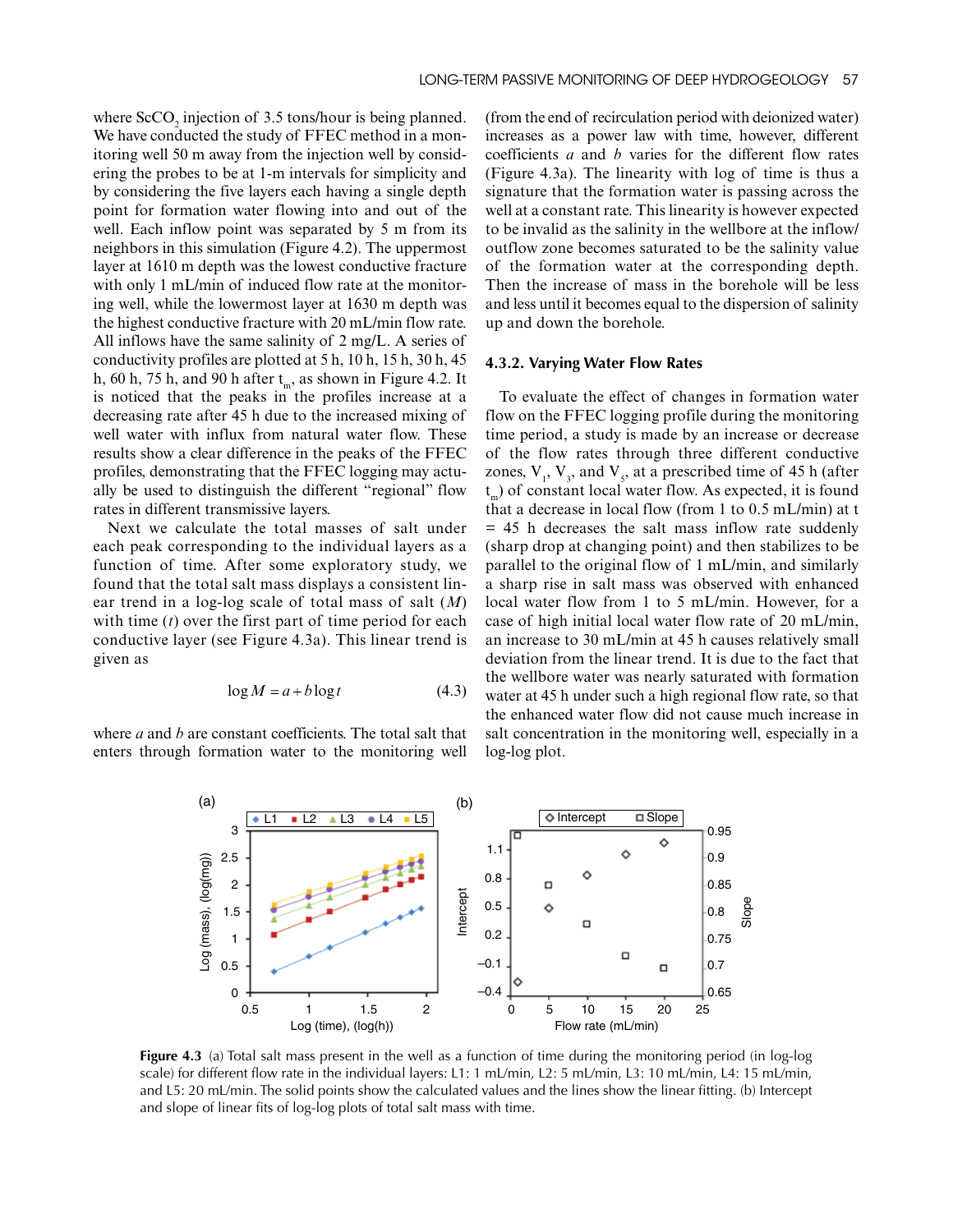where $ScCO_2$ injection of 3.5 tons/hour is being planned. We have conducted the study of FFEC method in a monitoring well 50 m away from the injection well by considering the probes to be at 1-m intervals for simplicity and by considering the five layers each having a single depth point for formation water flowing into and out of the well. Each inflow point was separated by 5 m from its neighbors in this simulation (Figure 4.2). The uppermost layer at 1610 m depth was the lowest conductive fracture with only 1 mL/min of induced flow rate at the monitoring well, while the lowermost layer at 1630 m depth was the highest conductive fracture with 20 mL/min flow rate. All inflows have the same salinity of 2 mg/L. A series of conductivity profiles are plotted at 5 h, 10 h, 15 h, 30 h, 45 h, 60 h, 75 h, and 90 h after $t_m$, as shown in Figure 4.2. It is noticed that the peaks in the profiles increase at a decreasing rate after 45 h due to the increased mixing of well water with influx from natural water flow. These results show a clear difference in the peaks of the FFEC profiles, demonstrating that the FFEC logging may actually be used to distinguish the different "regional" flow rates in different transmissive layers.

Next we calculate the total masses of salt under each peak corresponding to the individual layers as a function of time. After some exploratory study, we found that the total salt mass displays a consistent linear trend in a log-log scale of total mass of salt ($M$) with time ($t$) over the first part of time period for each conductive layer (see Figure 4.3a). This linear trend is given as

$$\log M = a + b \log t \tag{4.3}$$

where $a$ and $b$ are constant coefficients. The total salt that enters through formation water to the monitoring well (from the end of recirculation period with deionized water) increases as a power law with time, however, different coefficients $a$ and $b$ varies for the different flow rates (Figure 4.3a). The linearity with log of time is thus a signature that the formation water is passing across the well at a constant rate. This linearity is however expected to be invalid as the salinity in the wellbore at the inflow/outflow zone becomes saturated to be the salinity value of the formation water at the corresponding depth. Then the increase of mass in the borehole will be less and less until it becomes equal to the dispersion of salinity up and down the borehole.

### 4.3.2. Varying Water Flow Rates

To evaluate the effect of changes in formation water flow on the FFEC logging profile during the monitoring time period, a study is made by an increase or decrease of the flow rates through three different conductive zones, $V_1$, $V_3$, and $V_5$, at a prescribed time of 45 h (after $t_m$) of constant local water flow. As expected, it is found that a decrease in local flow (from 1 to 0.5 mL/min) at $t$ = 45 h decreases the salt mass inflow rate suddenly (sharp drop at changing point) and then stabilizes to be parallel to the original flow of 1 mL/min, and similarly a sharp rise in salt mass was observed with enhanced local water flow from 1 to 5 mL/min. However, for a case of high initial local water flow rate of 20 mL/min, an increase to 30 mL/min at 45 h causes relatively small deviation from the linear trend. It is due to the fact that the wellbore water was nearly saturated with formation water at 45 h under such a high regional flow rate, so that the enhanced water flow did not cause much increase in salt concentration in the monitoring well, especially in a log-log plot.

**Figure 4.3** (a) Total salt mass present in the well as a function of time during the monitoring period (in log-log scale) for different flow rate in the individual layers: L1: 1 mL/min, L2: 5 mL/min, L3: 10 mL/min, L4: 15 mL/min, and L5: 20 mL/min. The solid points show the calculated values and the lines show the linear fitting. (b) Intercept and slope of linear fits of log-log plots of total salt mass with time.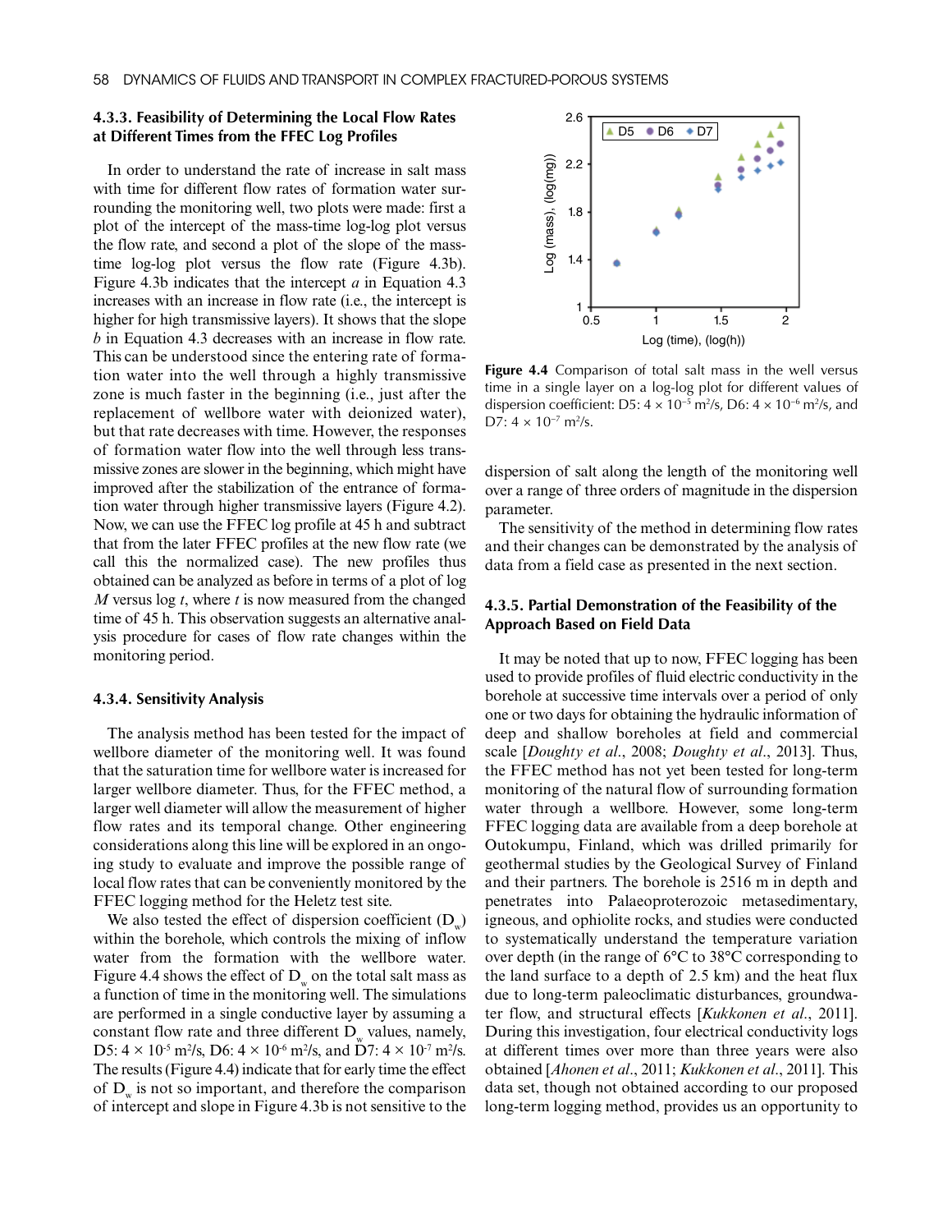### 4.3.3. Feasibility of Determining the Local Flow Rates at Different Times from the FFEC Log Profiles

In order to understand the rate of increase in salt mass with time for different flow rates of formation water surrounding the monitoring well, two plots were made: first a plot of the intercept of the mass-time log-log plot versus the flow rate, and second a plot of the slope of the mass-time log-log plot versus the flow rate (Figure 4.3b). Figure 4.3b indicates that the intercept $a$ in Equation 4.3 increases with an increase in flow rate (i.e., the intercept is higher for high transmissive layers). It shows that the slope $b$ in Equation 4.3 decreases with an increase in flow rate. This can be understood since the entering rate of formation water into the well through a highly transmissive zone is much faster in the beginning (i.e., just after the replacement of wellbore water with deionized water), but that rate decreases with time. However, the responses of formation water flow into the well through less transmissive zones are slower in the beginning, which might have improved after the stabilization of the entrance of formation water through higher transmissive layers (Figure 4.2). Now, we can use the FFEC log profile at 45 h and subtract that from the later FFEC profiles at the new flow rate (we call this the normalized case). The new profiles thus obtained can be analyzed as before in terms of a plot of log $M$ versus log $t$, where $t$ is now measured from the changed time of 45 h. This observation suggests an alternative analysis procedure for cases of flow rate changes within the monitoring period.

### 4.3.4. Sensitivity Analysis

The analysis method has been tested for the impact of wellbore diameter of the monitoring well. It was found that the saturation time for wellbore water is increased for larger wellbore diameter. Thus, for the FFEC method, a larger well diameter will allow the measurement of higher flow rates and its temporal change. Other engineering considerations along this line will be explored in an ongoing study to evaluate and improve the possible range of local flow rates that can be conveniently monitored by the FFEC logging method for the Heletz test site.

We also tested the effect of dispersion coefficient ($D_w$) within the borehole, which controls the mixing of inflow water from the formation with the wellbore water. Figure 4.4 shows the effect of $D_w$ on the total salt mass as a function of time in the monitoring well. The simulations are performed in a single conductive layer by assuming a constant flow rate and three different $D_w$ values, namely, D5: $4 \times 10^{-5}$ m²/s, D6: $4 \times 10^{-6}$ m²/s, and D7: $4 \times 10^{-7}$ m²/s. The results (Figure 4.4) indicate that for early time the effect of $D_w$ is not so important, and therefore the comparison of intercept and slope in Figure 4.3b is not sensitive to the dispersion of salt along the length of the monitoring well over a range of three orders of magnitude in the dispersion parameter.

**Figure 4.4** Comparison of total salt mass in the well versus time in a single layer on a log-log plot for different values of dispersion coefficient: D5: $4 \times 10^{-5}$ m²/s, D6: $4 \times 10^{-6}$ m²/s, and D7: $4 \times 10^{-7}$ m²/s.

The sensitivity of the method in determining flow rates and their changes can be demonstrated by the analysis of data from a field case as presented in the next section.

### 4.3.5. Partial Demonstration of the Feasibility of the Approach Based on Field Data

It may be noted that up to now, FFEC logging has been used to provide profiles of fluid electric conductivity in the borehole at successive time intervals over a period of only one or two days for obtaining the hydraulic information of deep and shallow boreholes at field and commercial scale [*Doughty et al.*, 2008; *Doughty et al.*, 2013]. Thus, the FFEC method has not yet been tested for long-term monitoring of the natural flow of surrounding formation water through a wellbore. However, some long-term FFEC logging data are available from a deep borehole at Outokumpu, Finland, which was drilled primarily for geothermal studies by the Geological Survey of Finland and their partners. The borehole is 2516 m in depth and penetrates into Palaeoproterozoic metasedimentary, igneous, and ophiolite rocks, and studies were conducted to systematically understand the temperature variation over depth (in the range of 6°C to 38°C corresponding to the land surface to a depth of 2.5 km) and the heat flux due to long-term paleoclimatic disturbances, groundwater flow, and structural effects [*Kukkonen et al.*, 2011]. During this investigation, four electrical conductivity logs at different times over more than three years were also obtained [*Ahonen et al.*, 2011; *Kukkonen et al.*, 2011]. This data set, though not obtained according to our proposed long-term logging method, provides us an opportunity to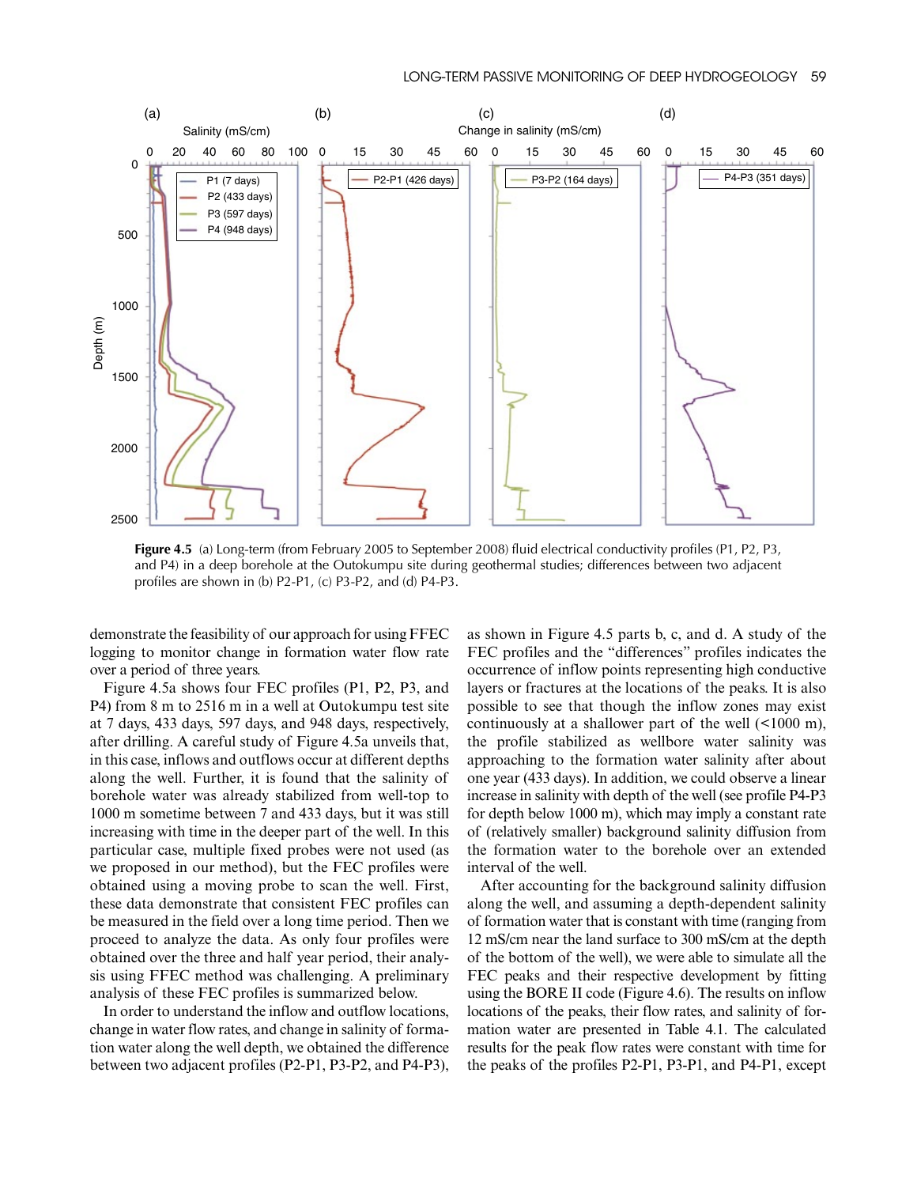Figure 4.5 (a) Long-term (from February 2005 to September 2008) fluid electrical conductivity profiles (P1, P2, P3, and P4) in a deep borehole at the Outokumpu site during geothermal studies; differences between two adjacent profiles are shown in (b) P2-P1, (c) P3-P2, and (d) P4-P3.

demonstrate the feasibility of our approach for using FFEC logging to monitor change in formation water flow rate over a period of three years.

Figure 4.5a shows four FEC profiles (P1, P2, P3, and P4) from 8 m to 2516 m in a well at Outokumpu test site at 7 days, 433 days, 597 days, and 948 days, respectively, after drilling. A careful study of Figure 4.5a unveils that, in this case, inflows and outflows occur at different depths along the well. Further, it is found that the salinity of borehole water was already stabilized from well-top to 1000 m sometime between 7 and 433 days, but it was still increasing with time in the deeper part of the well. In this particular case, multiple fixed probes were not used (as we proposed in our method), but the FEC profiles were obtained using a moving probe to scan the well. First, these data demonstrate that consistent FEC profiles can be measured in the field over a long time period. Then we proceed to analyze the data. As only four profiles were obtained over the three and half year period, their analysis using FFEC method was challenging. A preliminary analysis of these FEC profiles is summarized below.

In order to understand the inflow and outflow locations, change in water flow rates, and change in salinity of formation water along the well depth, we obtained the difference between two adjacent profiles (P2-P1, P3-P2, and P4-P3), as shown in Figure 4.5 parts b, c, and d. A study of the FEC profiles and the "differences" profiles indicates the occurrence of inflow points representing high conductive layers or fractures at the locations of the peaks. It is also possible to see that though the inflow zones may exist continuously at a shallower part of the well (<1000 m), the profile stabilized as wellbore water salinity was approaching to the formation water salinity after about one year (433 days). In addition, we could observe a linear increase in salinity with depth of the well (see profile P4-P3 for depth below 1000 m), which may imply a constant rate of (relatively smaller) background salinity diffusion from the formation water to the borehole over an extended interval of the well.

After accounting for the background salinity diffusion along the well, and assuming a depth-dependent salinity of formation water that is constant with time (ranging from 12 mS/cm near the land surface to 300 mS/cm at the depth of the bottom of the well), we were able to simulate all the FEC peaks and their respective development by fitting using the BORE II code (Figure 4.6). The results on inflow locations of the peaks, their flow rates, and salinity of formation water are presented in Table 4.1. The calculated results for the peak flow rates were constant with time for the peaks of the profiles P2-P1, P3-P1, and P4-P1, except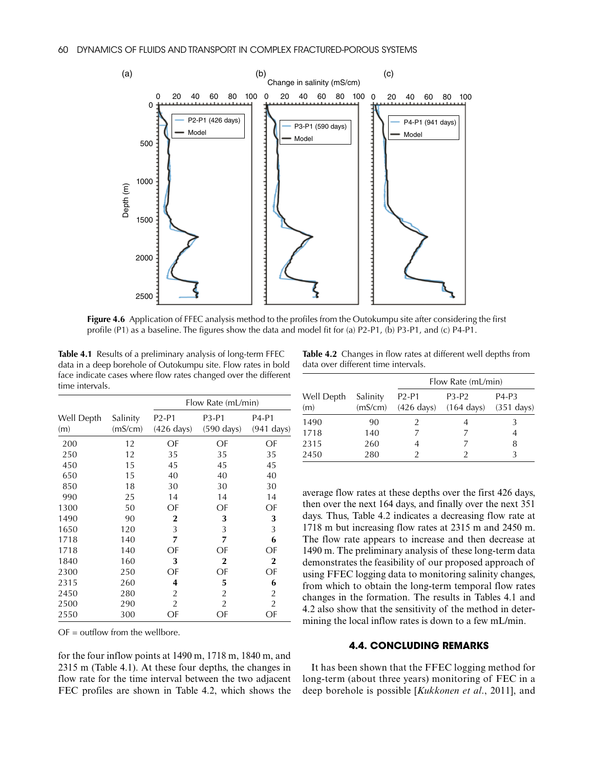Figure 4.6 Application of FFEC analysis method to the profiles from the Outokumpu site after considering the first profile (P1) as a baseline. The figures show the data and model fit for (a) P2-P1, (b) P3-P1, and (c) P4-P1.

Table 4.1 Results of a preliminary analysis of long-term FFEC data in a deep borehole of Outokumpu site. Flow rates in bold face indicate cases where flow rates changed over the different time intervals.

| Well Depth (m) | Salinity (mS/cm) | Flow Rate (mL/min) P2-P1 (426 days) | P3-P1 (590 days) | P4-P1 (941 days) |
|---|---|---|---|---|
| 200 | 12 | OF | OF | OF |
| 250 | 12 | 35 | 35 | 35 |
| 450 | 15 | 45 | 45 | 45 |
| 650 | 15 | 40 | 40 | 40 |
| 850 | 18 | 30 | 30 | 30 |
| 990 | 25 | 14 | 14 | 14 |
| 1300 | 50 | OF | OF | OF |
| 1490 | 90 | **2** | **3** | **3** |
| 1650 | 120 | 3 | 3 | 3 |
| 1718 | 140 | **7** | **7** | **6** |
| 1718 | 140 | OF | OF | OF |
| 1840 | 160 | **3** | **2** | **2** |
| 2300 | 250 | OF | OF | OF |
| 2315 | 260 | **4** | **5** | **6** |
| 2450 | 280 | 2 | 2 | 2 |
| 2500 | 290 | 2 | 2 | 2 |
| 2550 | 300 | OF | OF | OF |

OF = outflow from the wellbore.

for the four inflow points at 1490 m, 1718 m, 1840 m, and 2315 m (Table 4.1). At these four depths, the changes in flow rate for the time interval between the two adjacent FEC profiles are shown in Table 4.2, which shows the average flow rates at these depths over the first 426 days, then over the next 164 days, and finally over the next 351 days. Thus, Table 4.2 indicates a decreasing flow rate at 1718 m but increasing flow rates at 2315 m and 2450 m. The flow rate appears to increase and then decrease at 1490 m. The preliminary analysis of these long-term data demonstrates the feasibility of our proposed approach of using FFEC logging data to monitoring salinity changes, from which to obtain the long-term temporal flow rates changes in the formation. The results in Tables 4.1 and 4.2 also show that the sensitivity of the method in determining the local inflow rates is down to a few mL/min.

Table 4.2 Changes in flow rates at different well depths from data over different time intervals.

| Well Depth (m) | Salinity (mS/cm) | Flow Rate (mL/min) P2-P1 (426 days) | P3-P2 (164 days) | P4-P3 (351 days) |
|---|---|---|---|---|
| 1490 | 90 | 2 | 4 | 3 |
| 1718 | 140 | 7 | 7 | 4 |
| 2315 | 260 | 4 | 7 | 8 |
| 2450 | 280 | 2 | 2 | 3 |

## 4.4. CONCLUDING REMARKS

It has been shown that the FFEC logging method for long-term (about three years) monitoring of FEC in a deep borehole is possible [*Kukkonen et al.*, 2011], and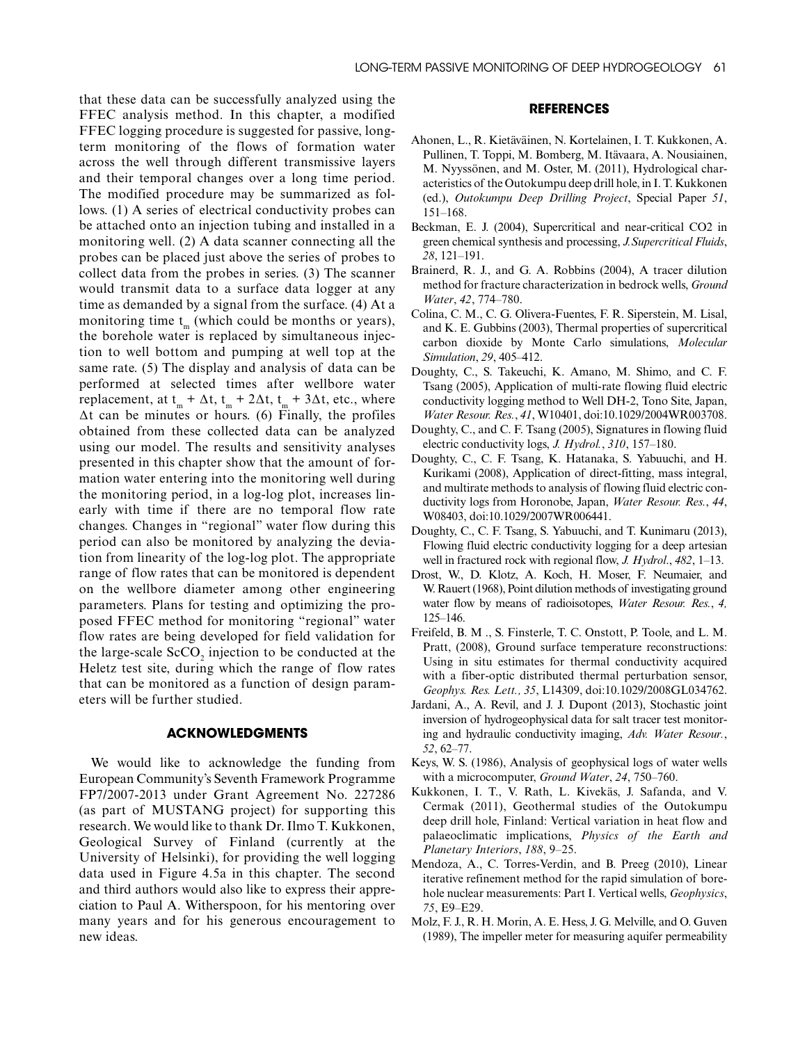that these data can be successfully analyzed using the FFEC analysis method. In this chapter, a modified FFEC logging procedure is suggested for passive, long-term monitoring of the flows of formation water across the well through different transmissive layers and their temporal changes over a long time period. The modified procedure may be summarized as follows. (1) A series of electrical conductivity probes can be attached onto an injection tubing and installed in a monitoring well. (2) A data scanner connecting all the probes can be placed just above the series of probes to collect data from the probes in series. (3) The scanner would transmit data to a surface data logger at any time as demanded by a signal from the surface. (4) At a monitoring time $t_m$ (which could be months or years), the borehole water is replaced by simultaneous injection to well bottom and pumping at well top at the same rate. (5) The display and analysis of data can be performed at selected times after wellbore water replacement, at $t_m + \Delta t$, $t_m + 2\Delta t$, $t_m + 3\Delta t$, etc., where $\Delta t$ can be minutes or hours. (6) Finally, the profiles obtained from these collected data can be analyzed using our model. The results and sensitivity analyses presented in this chapter show that the amount of formation water entering into the monitoring well during the monitoring period, in a log-log plot, increases linearly with time if there are no temporal flow rate changes. Changes in "regional" water flow during this period can also be monitored by analyzing the deviation from linearity of the log-log plot. The appropriate range of flow rates that can be monitored is dependent on the wellbore diameter among other engineering parameters. Plans for testing and optimizing the proposed FFEC method for monitoring "regional" water flow rates are being developed for field validation for the large-scale $ScCO_2$ injection to be conducted at the Heletz test site, during which the range of flow rates that can be monitored as a function of design parameters will be further studied.

## ACKNOWLEDGMENTS

We would like to acknowledge the funding from European Community's Seventh Framework Programme FP7/2007-2013 under Grant Agreement No. 227286 (as part of MUSTANG project) for supporting this research. We would like to thank Dr. Ilmo T. Kukkonen, Geological Survey of Finland (currently at the University of Helsinki), for providing the well logging data used in Figure 4.5a in this chapter. The second and third authors would also like to express their appreciation to Paul A. Witherspoon, for his mentoring over many years and for his generous encouragement to new ideas.

## REFERENCES

Ahonen, L., R. Kietäväinen, N. Kortelainen, I. T. Kukkonen, A. Pullinen, T. Toppi, M. Bomberg, M. Itävaara, A. Nousiainen, M. Nyyssönen, and M. Oster, M. (2011), Hydrological characteristics of the Outokumpu deep drill hole, in I. T. Kukkonen (ed.), *Outokumpu Deep Drilling Project*, Special Paper *51*, 151–168.

Beckman, E. J. (2004), Supercritical and near-critical CO2 in green chemical synthesis and processing, *J.Supercritical Fluids*, *28*, 121–191.

Brainerd, R. J., and G. A. Robbins (2004), A tracer dilution method for fracture characterization in bedrock wells, *Ground Water*, *42*, 774–780.

Colina, C. M., C. G. Olivera-Fuentes, F. R. Siperstein, M. Lisal, and K. E. Gubbins (2003), Thermal properties of supercritical carbon dioxide by Monte Carlo simulations, *Molecular Simulation*, *29*, 405–412.

Doughty, C., S. Takeuchi, K. Amano, M. Shimo, and C. F. Tsang (2005), Application of multi-rate flowing fluid electric conductivity logging method to Well DH-2, Tono Site, Japan, *Water Resour. Res.*, *41*, W10401, doi:10.1029/2004WR003708.

Doughty, C., and C. F. Tsang (2005), Signatures in flowing fluid electric conductivity logs, *J. Hydrol.*, *310*, 157–180.

Doughty, C., C. F. Tsang, K. Hatanaka, S. Yabuuchi, and H. Kurikami (2008), Application of direct-fitting, mass integral, and multirate methods to analysis of flowing fluid electric conductivity logs from Horonobe, Japan, *Water Resour. Res.*, *44*, W08403, doi:10.1029/2007WR006441.

Doughty, C., C. F. Tsang, S. Yabuuchi, and T. Kunimaru (2013), Flowing fluid electric conductivity logging for a deep artesian well in fractured rock with regional flow, *J. Hydrol.*, *482*, 1–13.

Drost, W., D. Klotz, A. Koch, H. Moser, F. Neumaier, and W. Rauert (1968), Point dilution methods of investigating ground water flow by means of radioisotopes, *Water Resour. Res.*, *4,* 125–146.

Freifeld, B. M ., S. Finsterle, T. C. Onstott, P. Toole, and L. M. Pratt, (2008), Ground surface temperature reconstructions: Using in situ estimates for thermal conductivity acquired with a fiber-optic distributed thermal perturbation sensor, *Geophys. Res. Lett., 35*, L14309, doi:10.1029/2008GL034762.

Jardani, A., A. Revil, and J. J. Dupont (2013), Stochastic joint inversion of hydrogeophysical data for salt tracer test monitoring and hydraulic conductivity imaging, *Adv. Water Resour.*, *52*, 62–77.

Keys, W. S. (1986), Analysis of geophysical logs of water wells with a microcomputer, *Ground Water*, *24*, 750–760.

Kukkonen, I. T., V. Rath, L. Kivekäs, J. Safanda, and V. Cermak (2011), Geothermal studies of the Outokumpu deep drill hole, Finland: Vertical variation in heat flow and palaeoclimatic implications, *Physics of the Earth and Planetary Interiors*, *188*, 9–25.

Mendoza, A., C. Torres-Verdin, and B. Preeg (2010), Linear iterative refinement method for the rapid simulation of borehole nuclear measurements: Part I. Vertical wells, *Geophysics*, *75*, E9–E29.

Molz, F. J., R. H. Morin, A. E. Hess, J. G. Melville, and O. Guven (1989), The impeller meter for measuring aquifer permeability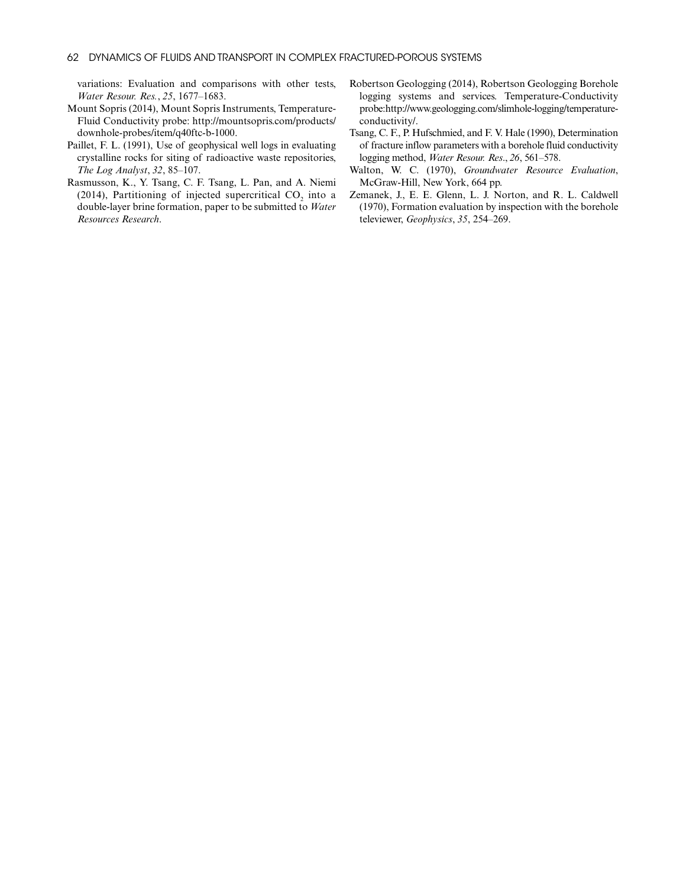variations: Evaluation and comparisons with other tests, *Water Resour. Res.*, *25*, 1677–1683.

Mount Sopris (2014), Mount Sopris Instruments, Temperature-Fluid Conductivity probe: http://mountsopris.com/products/downhole-probes/item/q40ftc-b-1000.

Paillet, F. L. (1991), Use of geophysical well logs in evaluating crystalline rocks for siting of radioactive waste repositories, *The Log Analyst*, *32*, 85–107.

Rasmusson, K., Y. Tsang, C. F. Tsang, L. Pan, and A. Niemi (2014), Partitioning of injected supercritical $CO_2$ into a double-layer brine formation, paper to be submitted to *Water Resources Research*.

Robertson Geologging (2014), Robertson Geologging Borehole logging systems and services. Temperature-Conductivity probe:http://www.geologging.com/slimhole-logging/temperature-conductivity/.

Tsang, C. F., P. Hufschmied, and F. V. Hale (1990), Determination of fracture inflow parameters with a borehole fluid conductivity logging method, *Water Resour. Res.*, *26*, 561–578.

Walton, W. C. (1970), *Groundwater Resource Evaluation*, McGraw-Hill, New York, 664 pp.

Zemanek, J., E. E. Glenn, L. J. Norton, and R. L. Caldwell (1970), Formation evaluation by inspection with the borehole televiewer, *Geophysics*, *35*, 254–269.